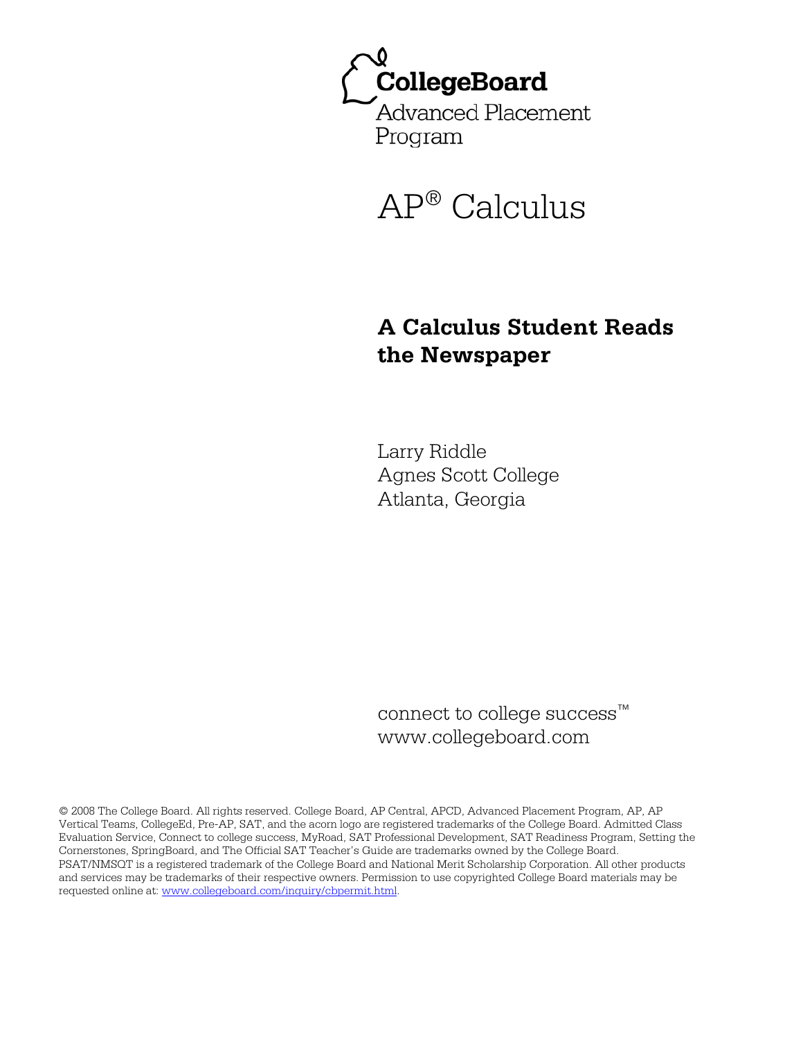CollegeBoard

Advanced Placement Program

# AP® Calculus

## A Calculus Student Reads the Newspaper

Larry Riddle
Agnes Scott College
Atlanta, Georgia

connect to college success™
www.collegeboard.com

© 2008 The College Board. All rights reserved. College Board, AP Central, APCD, Advanced Placement Program, AP, AP Vertical Teams, CollegeEd, Pre-AP, SAT, and the acorn logo are registered trademarks of the College Board. Admitted Class Evaluation Service, Connect to college success, MyRoad, SAT Professional Development, SAT Readiness Program, Setting the Cornerstones, SpringBoard, and The Official SAT Teacher's Guide are trademarks owned by the College Board. PSAT/NMSQT is a registered trademark of the College Board and National Merit Scholarship Corporation. All other products and services may be trademarks of their respective owners. Permission to use copyrighted College Board materials may be requested online at: www.collegeboard.com/inquiry/cbpermit.html.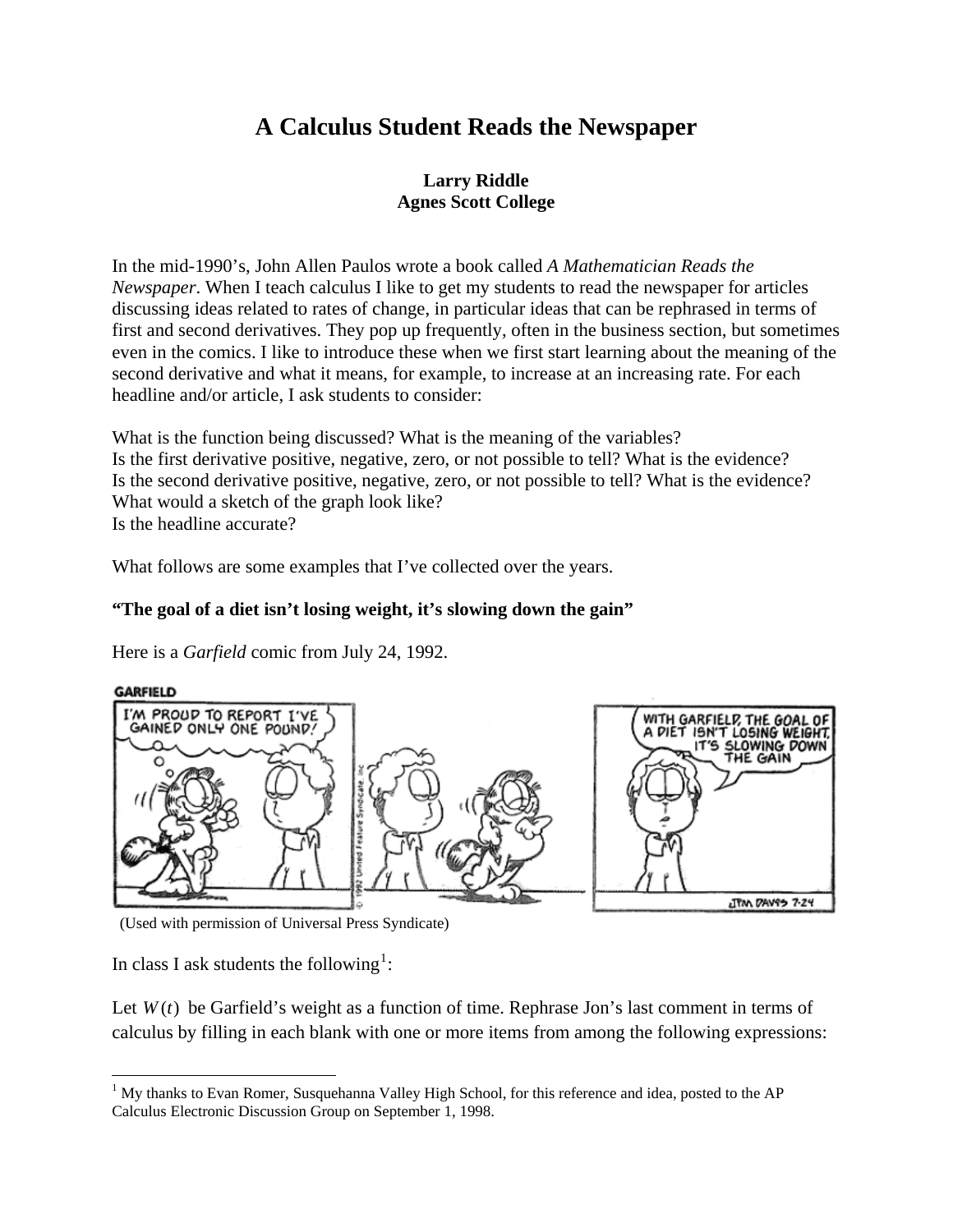# A Calculus Student Reads the Newspaper

**Larry Riddle**
**Agnes Scott College**

In the mid-1990's, John Allen Paulos wrote a book called *A Mathematician Reads the Newspaper*. When I teach calculus I like to get my students to read the newspaper for articles discussing ideas related to rates of change, in particular ideas that can be rephrased in terms of first and second derivatives. They pop up frequently, often in the business section, but sometimes even in the comics. I like to introduce these when we first start learning about the meaning of the second derivative and what it means, for example, to increase at an increasing rate. For each headline and/or article, I ask students to consider:

What is the function being discussed? What is the meaning of the variables?
Is the first derivative positive, negative, zero, or not possible to tell? What is the evidence?
Is the second derivative positive, negative, zero, or not possible to tell? What is the evidence?
What would a sketch of the graph look like?
Is the headline accurate?

What follows are some examples that I've collected over the years.

**"The goal of a diet isn't losing weight, it's slowing down the gain"**

Here is a *Garfield* comic from July 24, 1992.

(Used with permission of Universal Press Syndicate)

In class I ask students the following[1]:

Let $W(t)$ be Garfield's weight as a function of time. Rephrase Jon's last comment in terms of calculus by filling in each blank with one or more items from among the following expressions:

[1] My thanks to Evan Romer, Susquehanna Valley High School, for this reference and idea, posted to the AP Calculus Electronic Discussion Group on September 1, 1998.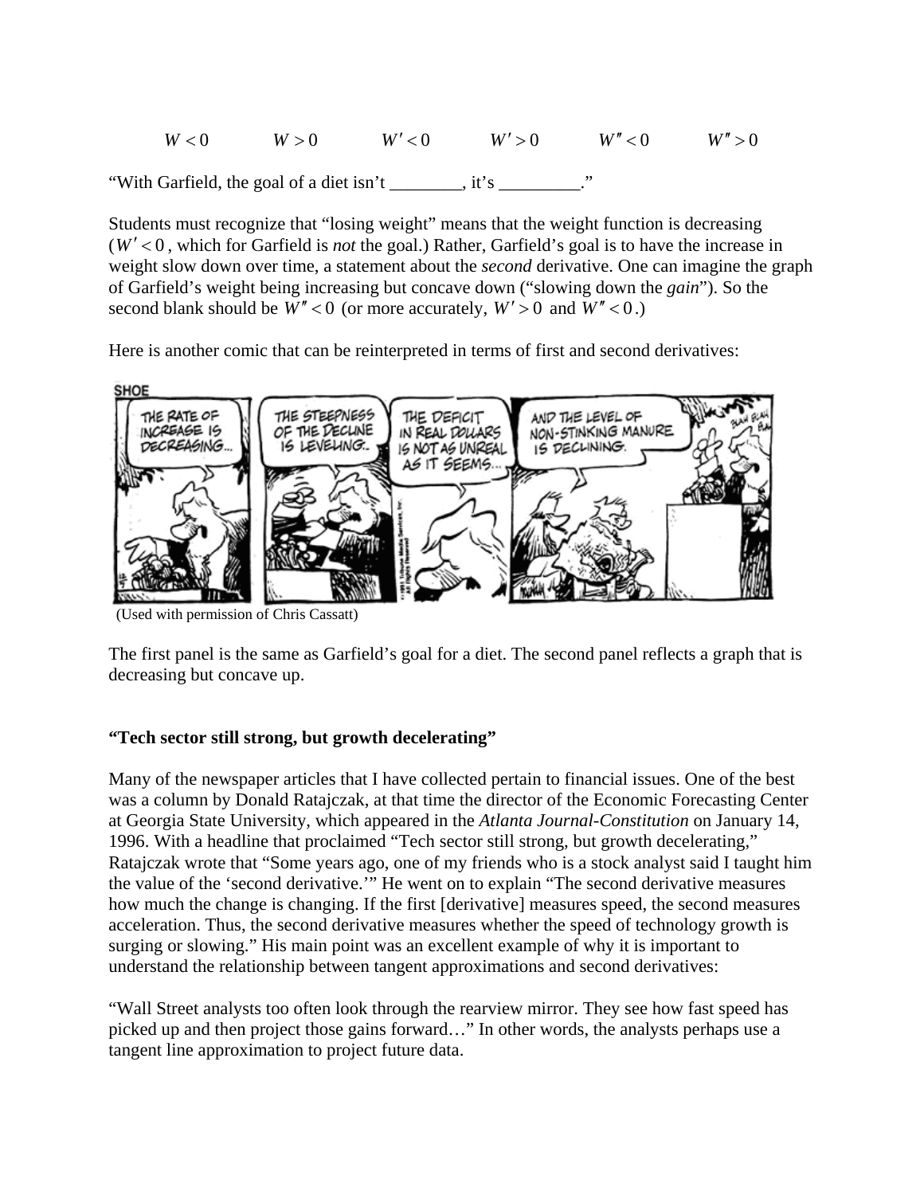$W < 0$ $W > 0$ $W' < 0$ $W' > 0$ $W'' < 0$ $W'' > 0$

"With Garfield, the goal of a diet isn't ________, it's _________."

Students must recognize that "losing weight" means that the weight function is decreasing ($W' < 0$, which for Garfield is *not* the goal.) Rather, Garfield's goal is to have the increase in weight slow down over time, a statement about the *second* derivative. One can imagine the graph of Garfield's weight being increasing but concave down ("slowing down the *gain*"). So the second blank should be $W'' < 0$ (or more accurately, $W' > 0$ and $W'' < 0$.)

Here is another comic that can be reinterpreted in terms of first and second derivatives:

(Used with permission of Chris Cassatt)

The first panel is the same as Garfield's goal for a diet. The second panel reflects a graph that is decreasing but concave up.

**"Tech sector still strong, but growth decelerating"**

Many of the newspaper articles that I have collected pertain to financial issues. One of the best was a column by Donald Ratajczak, at that time the director of the Economic Forecasting Center at Georgia State University, which appeared in the *Atlanta Journal-Constitution* on January 14, 1996. With a headline that proclaimed "Tech sector still strong, but growth decelerating," Ratajczak wrote that "Some years ago, one of my friends who is a stock analyst said I taught him the value of the 'second derivative.'" He went on to explain "The second derivative measures how much the change is changing. If the first [derivative] measures speed, the second measures acceleration. Thus, the second derivative measures whether the speed of technology growth is surging or slowing." His main point was an excellent example of why it is important to understand the relationship between tangent approximations and second derivatives:

"Wall Street analysts too often look through the rearview mirror. They see how fast speed has picked up and then project those gains forward…" In other words, the analysts perhaps use a tangent line approximation to project future data.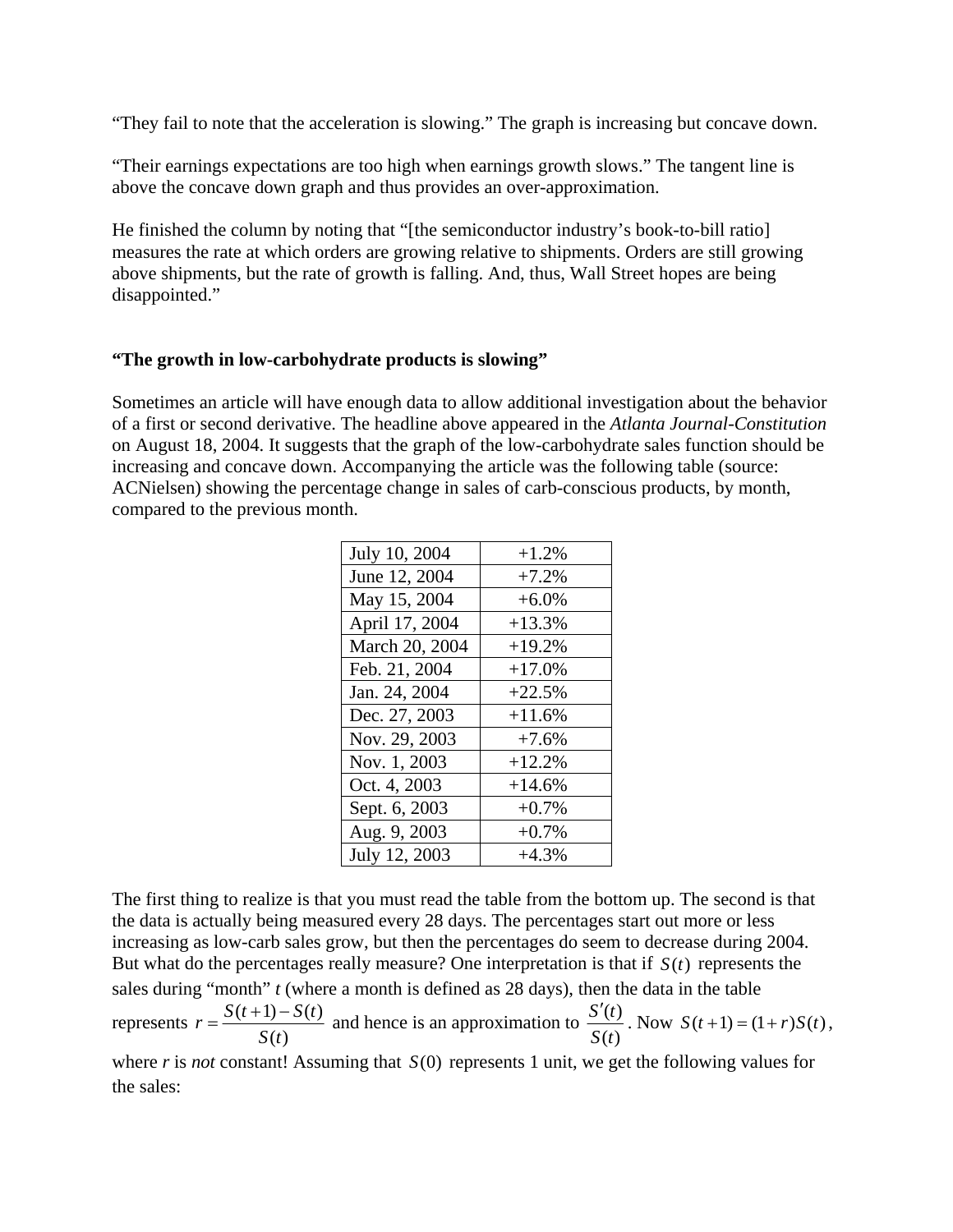"They fail to note that the acceleration is slowing." The graph is increasing but concave down.

"Their earnings expectations are too high when earnings growth slows." The tangent line is above the concave down graph and thus provides an over-approximation.

He finished the column by noting that "[the semiconductor industry's book-to-bill ratio] measures the rate at which orders are growing relative to shipments. Orders are still growing above shipments, but the rate of growth is falling. And, thus, Wall Street hopes are being disappointed."

**"The growth in low-carbohydrate products is slowing"**

Sometimes an article will have enough data to allow additional investigation about the behavior of a first or second derivative. The headline above appeared in the *Atlanta Journal-Constitution* on August 18, 2004. It suggests that the graph of the low-carbohydrate sales function should be increasing and concave down. Accompanying the article was the following table (source: ACNielsen) showing the percentage change in sales of carb-conscious products, by month, compared to the previous month.

| | |
|---|---|
| July 10, 2004 | +1.2% |
| June 12, 2004 | +7.2% |
| May 15, 2004 | +6.0% |
| April 17, 2004 | +13.3% |
| March 20, 2004 | +19.2% |
| Feb. 21, 2004 | +17.0% |
| Jan. 24, 2004 | +22.5% |
| Dec. 27, 2003 | +11.6% |
| Nov. 29, 2003 | +7.6% |
| Nov. 1, 2003 | +12.2% |
| Oct. 4, 2003 | +14.6% |
| Sept. 6, 2003 | +0.7% |
| Aug. 9, 2003 | +0.7% |
| July 12, 2003 | +4.3% |

The first thing to realize is that you must read the table from the bottom up. The second is that the data is actually being measured every 28 days. The percentages start out more or less increasing as low-carb sales grow, but then the percentages do seem to decrease during 2004. But what do the percentages really measure? One interpretation is that if $S(t)$ represents the sales during "month" $t$ (where a month is defined as 28 days), then the data in the table represents $r = \dfrac{S(t+1) - S(t)}{S(t)}$ and hence is an approximation to $\dfrac{S'(t)}{S(t)}$. Now $S(t+1) = (1+r)S(t)$, where $r$ is *not* constant! Assuming that $S(0)$ represents 1 unit, we get the following values for the sales: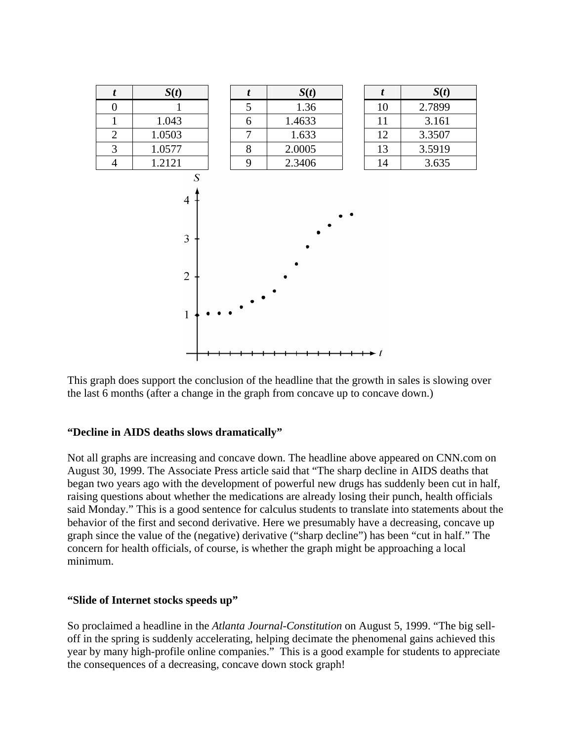| $t$ | $S(t)$ |
|---|---|
| 0 | 1 |
| 1 | 1.043 |
| 2 | 1.0503 |
| 3 | 1.0577 |
| 4 | 1.2121 |

| $t$ | $S(t)$ |
|---|---|
| 5 | 1.36 |
| 6 | 1.4633 |
| 7 | 1.633 |
| 8 | 2.0005 |
| 9 | 2.3406 |

| $t$ | $S(t)$ |
|---|---|
| 10 | 2.7899 |
| 11 | 3.161 |
| 12 | 3.3507 |
| 13 | 3.5919 |
| 14 | 3.635 |

This graph does support the conclusion of the headline that the growth in sales is slowing over the last 6 months (after a change in the graph from concave up to concave down.)

**"Decline in AIDS deaths slows dramatically"**

Not all graphs are increasing and concave down. The headline above appeared on CNN.com on August 30, 1999. The Associate Press article said that "The sharp decline in AIDS deaths that began two years ago with the development of powerful new drugs has suddenly been cut in half, raising questions about whether the medications are already losing their punch, health officials said Monday." This is a good sentence for calculus students to translate into statements about the behavior of the first and second derivative. Here we presumably have a decreasing, concave up graph since the value of the (negative) derivative ("sharp decline") has been "cut in half." The concern for health officials, of course, is whether the graph might be approaching a local minimum.

**"Slide of Internet stocks speeds up"**

So proclaimed a headline in the *Atlanta Journal-Constitution* on August 5, 1999. "The big sell-off in the spring is suddenly accelerating, helping decimate the phenomenal gains achieved this year by many high-profile online companies." This is a good example for students to appreciate the consequences of a decreasing, concave down stock graph!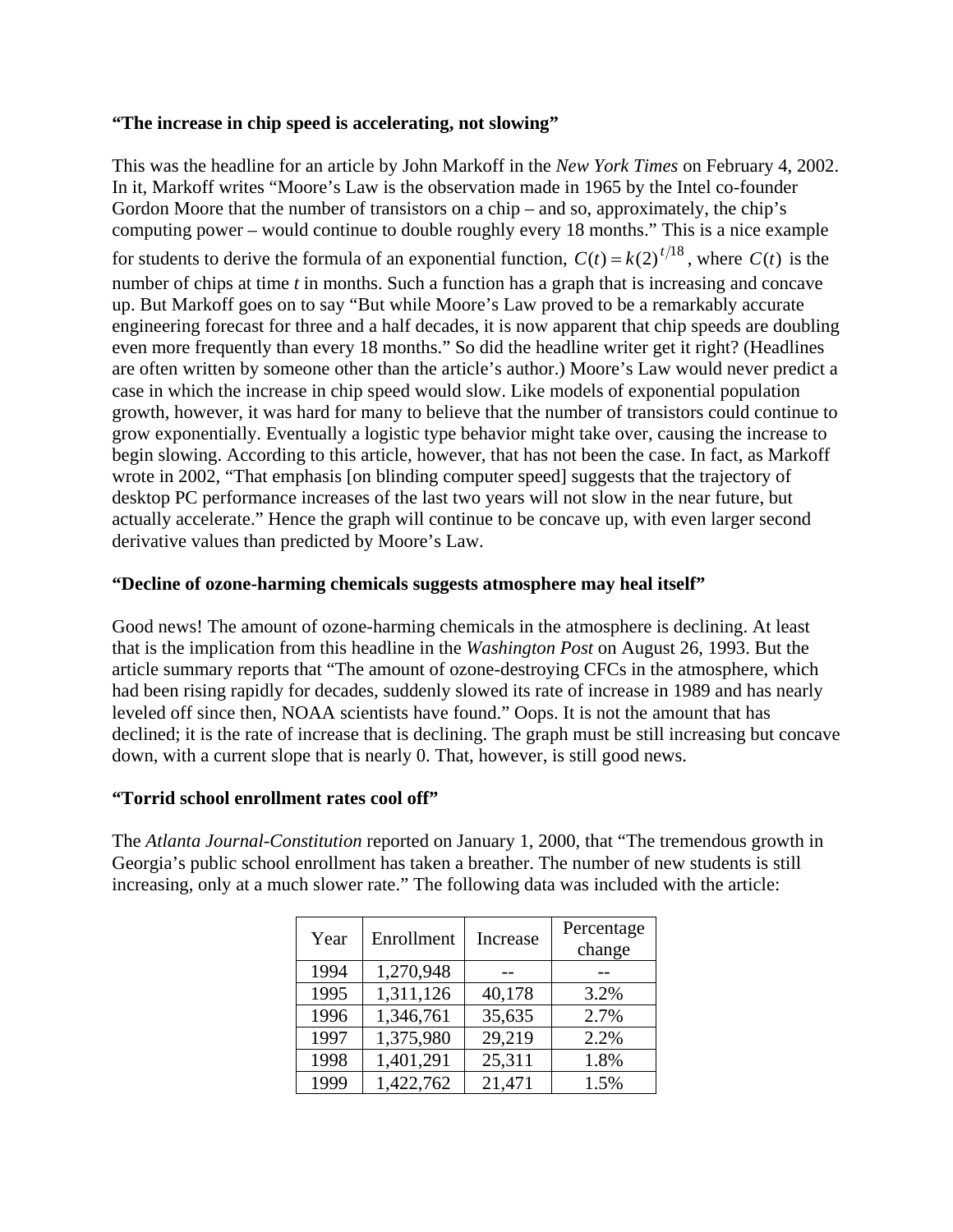**“The increase in chip speed is accelerating, not slowing”**

This was the headline for an article by John Markoff in the *New York Times* on February 4, 2002. In it, Markoff writes “Moore’s Law is the observation made in 1965 by the Intel co-founder Gordon Moore that the number of transistors on a chip – and so, approximately, the chip’s computing power – would continue to double roughly every 18 months.” This is a nice example for students to derive the formula of an exponential function, $C(t) = k(2)^{t/18}$, where $C(t)$ is the number of chips at time *t* in months. Such a function has a graph that is increasing and concave up. But Markoff goes on to say “But while Moore’s Law proved to be a remarkably accurate engineering forecast for three and a half decades, it is now apparent that chip speeds are doubling even more frequently than every 18 months.” So did the headline writer get it right? (Headlines are often written by someone other than the article’s author.) Moore’s Law would never predict a case in which the increase in chip speed would slow. Like models of exponential population growth, however, it was hard for many to believe that the number of transistors could continue to grow exponentially. Eventually a logistic type behavior might take over, causing the increase to begin slowing. According to this article, however, that has not been the case. In fact, as Markoff wrote in 2002, “That emphasis [on blinding computer speed] suggests that the trajectory of desktop PC performance increases of the last two years will not slow in the near future, but actually accelerate.” Hence the graph will continue to be concave up, with even larger second derivative values than predicted by Moore’s Law.

**“Decline of ozone-harming chemicals suggests atmosphere may heal itself”**

Good news! The amount of ozone-harming chemicals in the atmosphere is declining. At least that is the implication from this headline in the *Washington Post* on August 26, 1993. But the article summary reports that “The amount of ozone-destroying CFCs in the atmosphere, which had been rising rapidly for decades, suddenly slowed its rate of increase in 1989 and has nearly leveled off since then, NOAA scientists have found.” Oops. It is not the amount that has declined; it is the rate of increase that is declining. The graph must be still increasing but concave down, with a current slope that is nearly 0. That, however, is still good news.

**“Torrid school enrollment rates cool off”**

The *Atlanta Journal-Constitution* reported on January 1, 2000, that “The tremendous growth in Georgia’s public school enrollment has taken a breather. The number of new students is still increasing, only at a much slower rate.” The following data was included with the article:

| Year | Enrollment | Increase | Percentage change |
|---|---|---|---|
| 1994 | 1,270,948 | -- | -- |
| 1995 | 1,311,126 | 40,178 | 3.2% |
| 1996 | 1,346,761 | 35,635 | 2.7% |
| 1997 | 1,375,980 | 29,219 | 2.2% |
| 1998 | 1,401,291 | 25,311 | 1.8% |
| 1999 | 1,422,762 | 21,471 | 1.5% |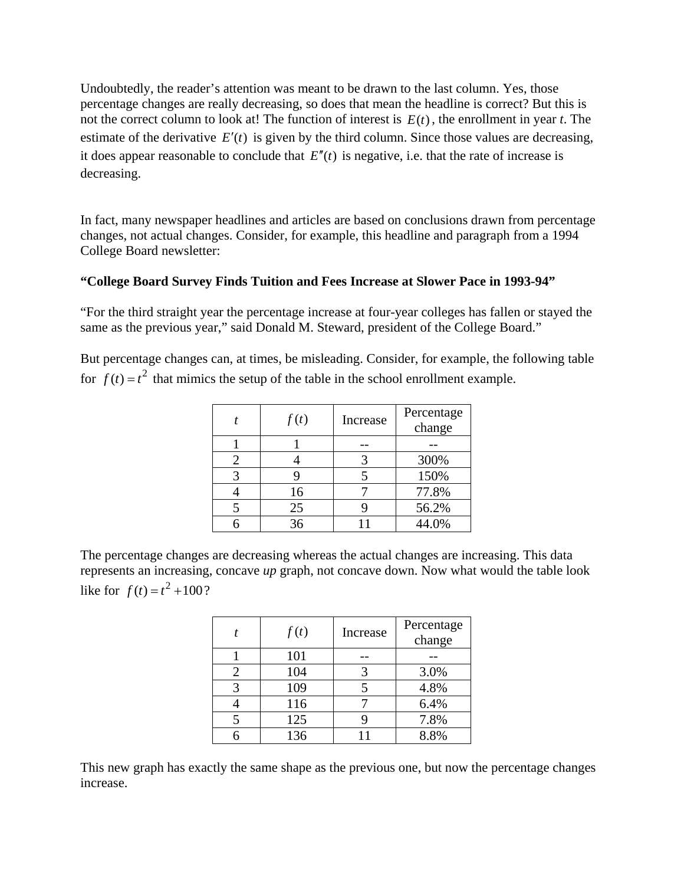Undoubtedly, the reader's attention was meant to be drawn to the last column. Yes, those percentage changes are really decreasing, so does that mean the headline is correct? But this is not the correct column to look at! The function of interest is $E(t)$, the enrollment in year *t*. The estimate of the derivative $E'(t)$ is given by the third column. Since those values are decreasing, it does appear reasonable to conclude that $E''(t)$ is negative, i.e. that the rate of increase is decreasing.

In fact, many newspaper headlines and articles are based on conclusions drawn from percentage changes, not actual changes. Consider, for example, this headline and paragraph from a 1994 College Board newsletter:

**"College Board Survey Finds Tuition and Fees Increase at Slower Pace in 1993-94"**

"For the third straight year the percentage increase at four-year colleges has fallen or stayed the same as the previous year," said Donald M. Steward, president of the College Board."

But percentage changes can, at times, be misleading. Consider, for example, the following table for $f(t) = t^2$ that mimics the setup of the table in the school enrollment example.

| $t$ | $f(t)$ | Increase | Percentage change |
|---|---|---|---|
| 1 | 1 | -- | -- |
| 2 | 4 | 3 | 300% |
| 3 | 9 | 5 | 150% |
| 4 | 16 | 7 | 77.8% |
| 5 | 25 | 9 | 56.2% |
| 6 | 36 | 11 | 44.0% |

The percentage changes are decreasing whereas the actual changes are increasing. This data represents an increasing, concave *up* graph, not concave down. Now what would the table look like for $f(t) = t^2 + 100$?

| $t$ | $f(t)$ | Increase | Percentage change |
|---|---|---|---|
| 1 | 101 | -- | -- |
| 2 | 104 | 3 | 3.0% |
| 3 | 109 | 5 | 4.8% |
| 4 | 116 | 7 | 6.4% |
| 5 | 125 | 9 | 7.8% |
| 6 | 136 | 11 | 8.8% |

This new graph has exactly the same shape as the previous one, but now the percentage changes increase.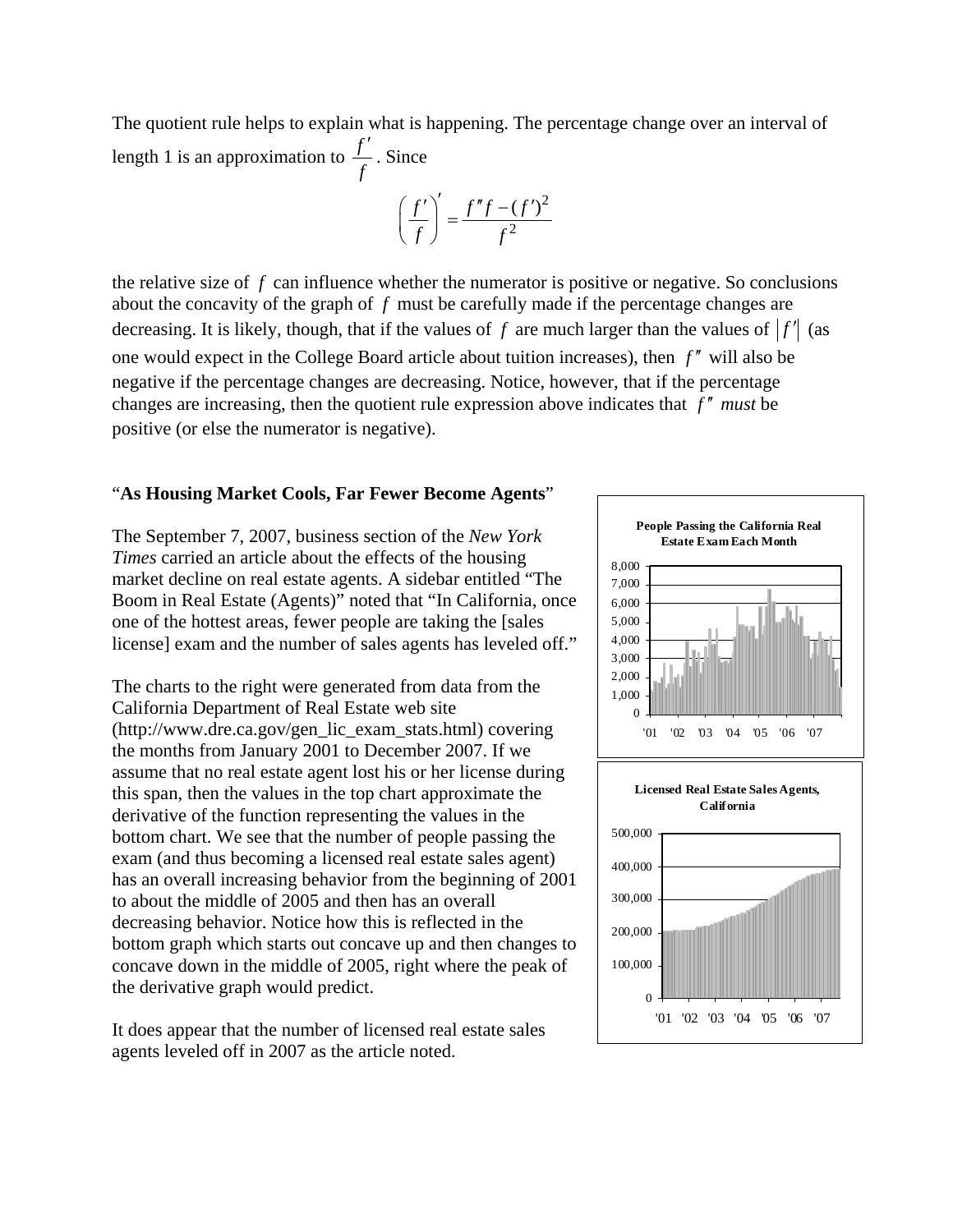The quotient rule helps to explain what is happening. The percentage change over an interval of length 1 is an approximation to $\frac{f'}{f}$. Since

$$\left(\frac{f'}{f}\right)' = \frac{f''f - (f')^2}{f^2}$$

the relative size of $f$ can influence whether the numerator is positive or negative. So conclusions about the concavity of the graph of $f$ must be carefully made if the percentage changes are decreasing. It is likely, though, that if the values of $f$ are much larger than the values of $|f'|$ (as one would expect in the College Board article about tuition increases), then $f''$ will also be negative if the percentage changes are decreasing. Notice, however, that if the percentage changes are increasing, then the quotient rule expression above indicates that $f''$ *must* be positive (or else the numerator is negative).

## "**As Housing Market Cools, Far Fewer Become Agents**"

The September 7, 2007, business section of the *New York Times* carried an article about the effects of the housing market decline on real estate agents. A sidebar entitled "The Boom in Real Estate (Agents)" noted that "In California, once one of the hottest areas, fewer people are taking the [sales license] exam and the number of sales agents has leveled off."

The charts to the right were generated from data from the California Department of Real Estate web site (http://www.dre.ca.gov/gen_lic_exam_stats.html) covering the months from January 2001 to December 2007. If we assume that no real estate agent lost his or her license during this span, then the values in the top chart approximate the derivative of the function representing the values in the bottom chart. We see that the number of people passing the exam (and thus becoming a licensed real estate sales agent) has an overall increasing behavior from the beginning of 2001 to about the middle of 2005 and then has an overall decreasing behavior. Notice how this is reflected in the bottom graph which starts out concave up and then changes to concave down in the middle of 2005, right where the peak of the derivative graph would predict.

It does appear that the number of licensed real estate sales agents leveled off in 2007 as the article noted.

**People Passing the California Real Estate Exam Each Month**

**Licensed Real Estate Sales Agents, California**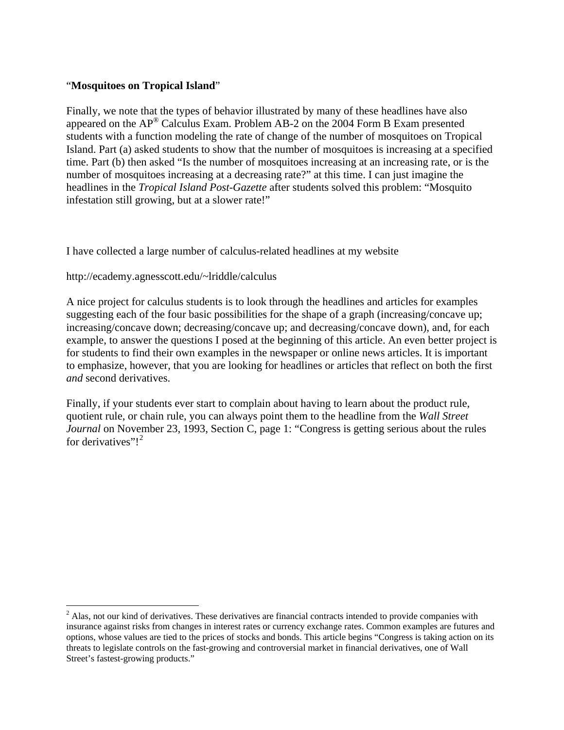"**Mosquitoes on Tropical Island**"

Finally, we note that the types of behavior illustrated by many of these headlines have also appeared on the AP® Calculus Exam. Problem AB-2 on the 2004 Form B Exam presented students with a function modeling the rate of change of the number of mosquitoes on Tropical Island. Part (a) asked students to show that the number of mosquitoes is increasing at a specified time. Part (b) then asked "Is the number of mosquitoes increasing at an increasing rate, or is the number of mosquitoes increasing at a decreasing rate?" at this time. I can just imagine the headlines in the *Tropical Island Post-Gazette* after students solved this problem: "Mosquito infestation still growing, but at a slower rate!"

I have collected a large number of calculus-related headlines at my website

http://ecademy.agnesscott.edu/~lriddle/calculus

A nice project for calculus students is to look through the headlines and articles for examples suggesting each of the four basic possibilities for the shape of a graph (increasing/concave up; increasing/concave down; decreasing/concave up; and decreasing/concave down), and, for each example, to answer the questions I posed at the beginning of this article. An even better project is for students to find their own examples in the newspaper or online news articles. It is important to emphasize, however, that you are looking for headlines or articles that reflect on both the first *and* second derivatives.

Finally, if your students ever start to complain about having to learn about the product rule, quotient rule, or chain rule, you can always point them to the headline from the *Wall Street Journal* on November 23, 1993, Section C, page 1: "Congress is getting serious about the rules for derivatives"![2]

---

[2] Alas, not our kind of derivatives. These derivatives are financial contracts intended to provide companies with insurance against risks from changes in interest rates or currency exchange rates. Common examples are futures and options, whose values are tied to the prices of stocks and bonds. This article begins "Congress is taking action on its threats to legislate controls on the fast-growing and controversial market in financial derivatives, one of Wall Street's fastest-growing products."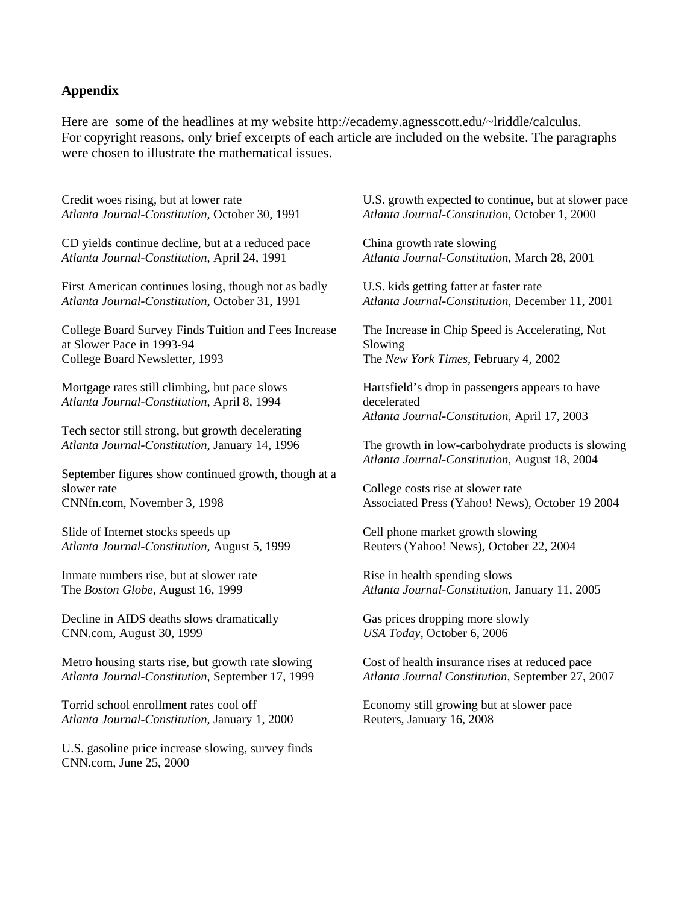## Appendix

Here are some of the headlines at my website http://ecademy.agnesscott.edu/~lriddle/calculus. For copyright reasons, only brief excerpts of each article are included on the website. The paragraphs were chosen to illustrate the mathematical issues.

Credit woes rising, but at lower rate
*Atlanta Journal-Constitution*, October 30, 1991

CD yields continue decline, but at a reduced pace
*Atlanta Journal-Constitution*, April 24, 1991

First American continues losing, though not as badly
*Atlanta Journal-Constitution*, October 31, 1991

College Board Survey Finds Tuition and Fees Increase at Slower Pace in 1993-94
College Board Newsletter, 1993

Mortgage rates still climbing, but pace slows
*Atlanta Journal-Constitution*, April 8, 1994

Tech sector still strong, but growth decelerating
*Atlanta Journal-Constitution*, January 14, 1996

September figures show continued growth, though at a slower rate
CNNfn.com, November 3, 1998

Slide of Internet stocks speeds up
*Atlanta Journal-Constitution*, August 5, 1999

Inmate numbers rise, but at slower rate
The *Boston Globe*, August 16, 1999

Decline in AIDS deaths slows dramatically
CNN.com, August 30, 1999

Metro housing starts rise, but growth rate slowing
*Atlanta Journal-Constitution*, September 17, 1999

Torrid school enrollment rates cool off
*Atlanta Journal-Constitution*, January 1, 2000

U.S. gasoline price increase slowing, survey finds
CNN.com, June 25, 2000

U.S. growth expected to continue, but at slower pace
*Atlanta Journal-Constitution*, October 1, 2000

China growth rate slowing
*Atlanta Journal-Constitution*, March 28, 2001

U.S. kids getting fatter at faster rate
*Atlanta Journal-Constitution*, December 11, 2001

The Increase in Chip Speed is Accelerating, Not Slowing
The *New York Times*, February 4, 2002

Hartsfield's drop in passengers appears to have decelerated
*Atlanta Journal-Constitution*, April 17, 2003

The growth in low-carbohydrate products is slowing
*Atlanta Journal-Constitution*, August 18, 2004

College costs rise at slower rate
Associated Press (Yahoo! News), October 19 2004

Cell phone market growth slowing
Reuters (Yahoo! News), October 22, 2004

Rise in health spending slows
*Atlanta Journal-Constitution*, January 11, 2005

Gas prices dropping more slowly
*USA Today*, October 6, 2006

Cost of health insurance rises at reduced pace
*Atlanta Journal Constitution*, September 27, 2007

Economy still growing but at slower pace
Reuters, January 16, 2008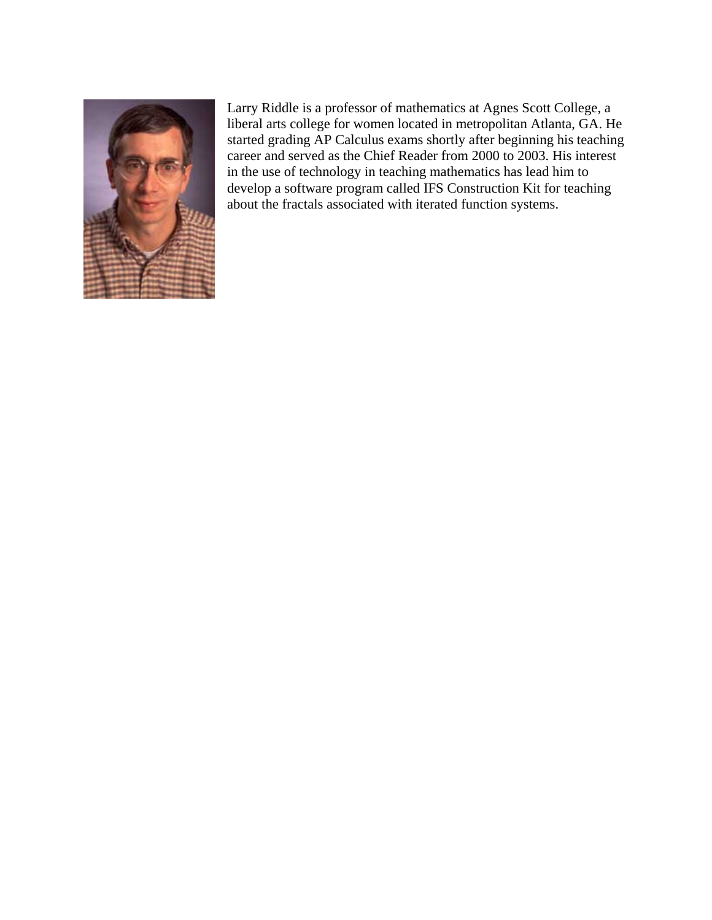Larry Riddle is a professor of mathematics at Agnes Scott College, a liberal arts college for women located in metropolitan Atlanta, GA. He started grading AP Calculus exams shortly after beginning his teaching career and served as the Chief Reader from 2000 to 2003. His interest in the use of technology in teaching mathematics has lead him to develop a software program called IFS Construction Kit for teaching about the fractals associated with iterated function systems.